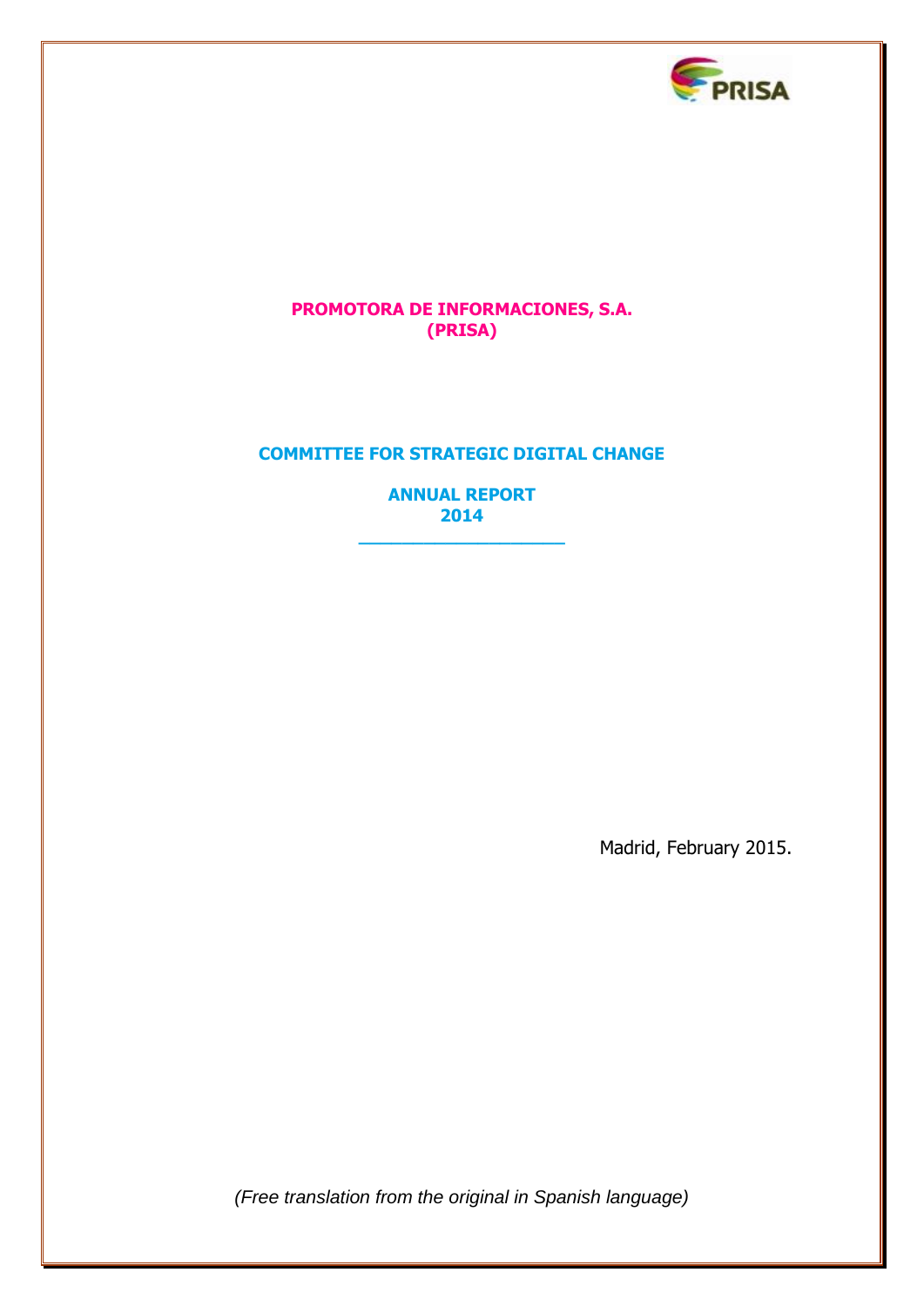**PROMOTORA DE INFORMACIONES, S.A.**
**(PRISA)**

# COMMITTEE FOR STRATEGIC DIGITAL CHANGE

## ANNUAL REPORT
## 2014

Madrid, February 2015.

*(Free translation from the original in Spanish language)*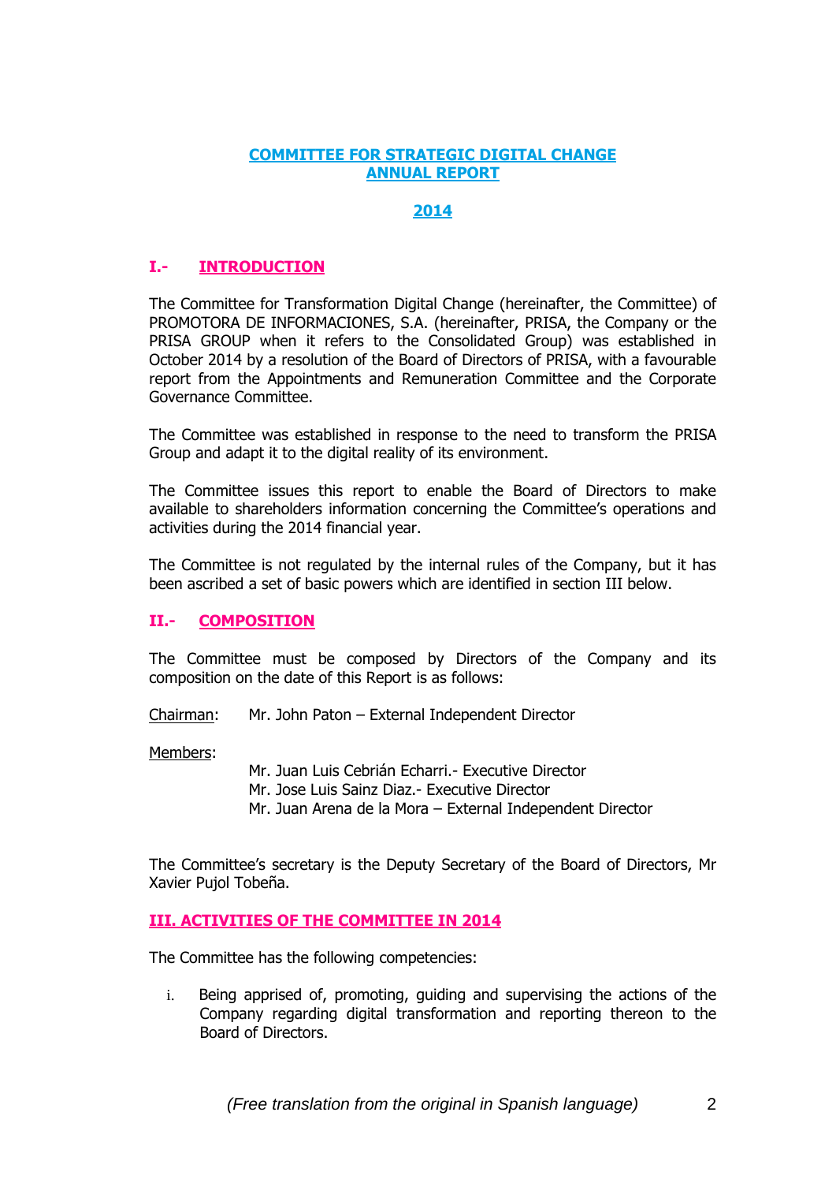# COMMITTEE FOR STRATEGIC DIGITAL CHANGE ANNUAL REPORT

## 2014

## I.- INTRODUCTION

The Committee for Transformation Digital Change (hereinafter, the Committee) of PROMOTORA DE INFORMACIONES, S.A. (hereinafter, PRISA, the Company or the PRISA GROUP when it refers to the Consolidated Group) was established in October 2014 by a resolution of the Board of Directors of PRISA, with a favourable report from the Appointments and Remuneration Committee and the Corporate Governance Committee.

The Committee was established in response to the need to transform the PRISA Group and adapt it to the digital reality of its environment.

The Committee issues this report to enable the Board of Directors to make available to shareholders information concerning the Committee's operations and activities during the 2014 financial year.

The Committee is not regulated by the internal rules of the Company, but it has been ascribed a set of basic powers which are identified in section III below.

## II.- COMPOSITION

The Committee must be composed by Directors of the Company and its composition on the date of this Report is as follows:

Chairman: Mr. John Paton – External Independent Director

Members:

Mr. Juan Luis Cebrián Echarri.- Executive Director
Mr. Jose Luis Sainz Diaz.- Executive Director
Mr. Juan Arena de la Mora – External Independent Director

The Committee's secretary is the Deputy Secretary of the Board of Directors, Mr Xavier Pujol Tobeña.

## III. ACTIVITIES OF THE COMMITTEE IN 2014

The Committee has the following competencies:

i. Being apprised of, promoting, guiding and supervising the actions of the Company regarding digital transformation and reporting thereon to the Board of Directors.

*(Free translation from the original in Spanish language)*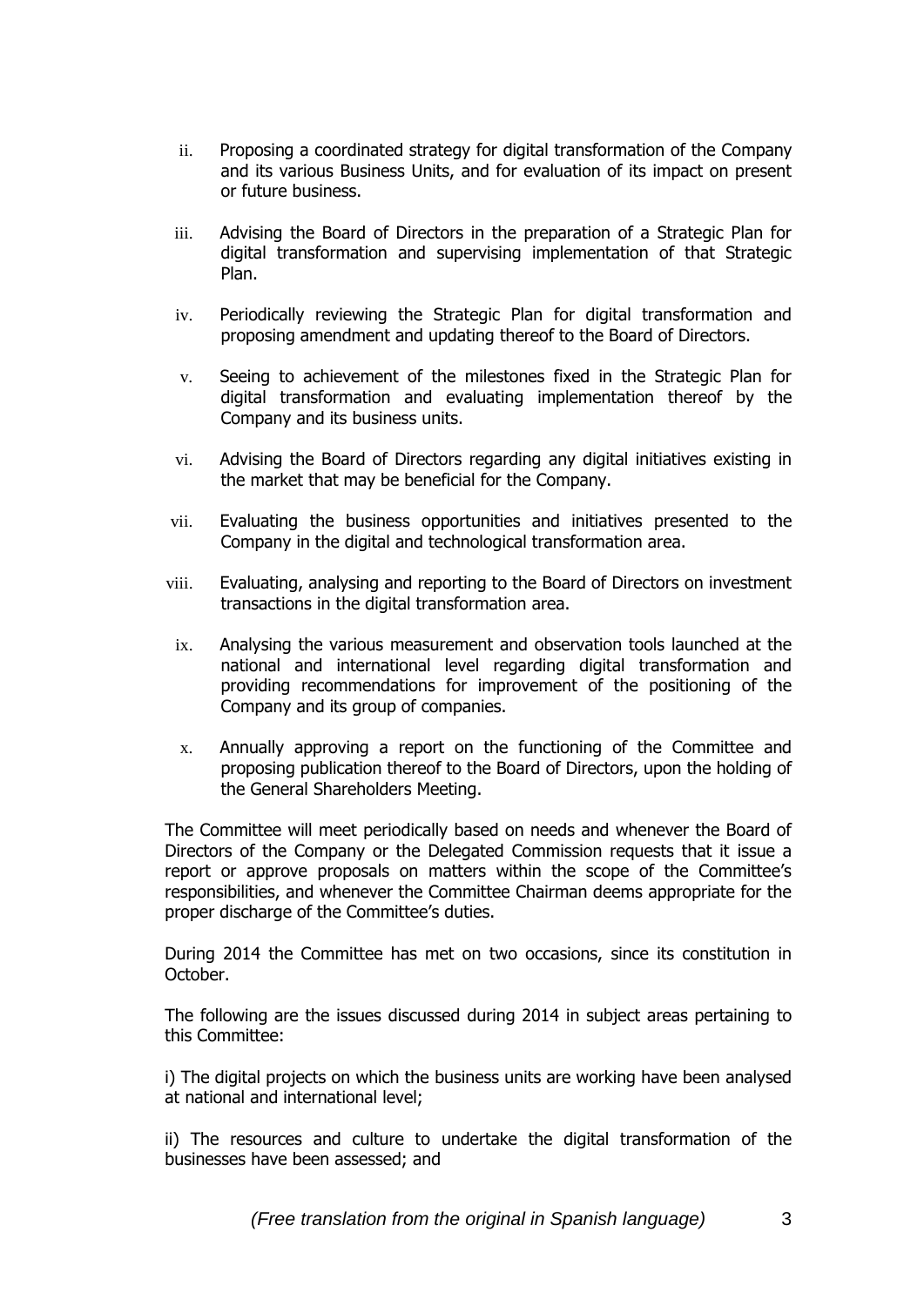ii. Proposing a coordinated strategy for digital transformation of the Company and its various Business Units, and for evaluation of its impact on present or future business.

iii. Advising the Board of Directors in the preparation of a Strategic Plan for digital transformation and supervising implementation of that Strategic Plan.

iv. Periodically reviewing the Strategic Plan for digital transformation and proposing amendment and updating thereof to the Board of Directors.

v. Seeing to achievement of the milestones fixed in the Strategic Plan for digital transformation and evaluating implementation thereof by the Company and its business units.

vi. Advising the Board of Directors regarding any digital initiatives existing in the market that may be beneficial for the Company.

vii. Evaluating the business opportunities and initiatives presented to the Company in the digital and technological transformation area.

viii. Evaluating, analysing and reporting to the Board of Directors on investment transactions in the digital transformation area.

ix. Analysing the various measurement and observation tools launched at the national and international level regarding digital transformation and providing recommendations for improvement of the positioning of the Company and its group of companies.

x. Annually approving a report on the functioning of the Committee and proposing publication thereof to the Board of Directors, upon the holding of the General Shareholders Meeting.

The Committee will meet periodically based on needs and whenever the Board of Directors of the Company or the Delegated Commission requests that it issue a report or approve proposals on matters within the scope of the Committee's responsibilities, and whenever the Committee Chairman deems appropriate for the proper discharge of the Committee's duties.

During 2014 the Committee has met on two occasions, since its constitution in October.

The following are the issues discussed during 2014 in subject areas pertaining to this Committee:

i) The digital projects on which the business units are working have been analysed at national and international level;

ii) The resources and culture to undertake the digital transformation of the businesses have been assessed; and

*(Free translation from the original in Spanish language)*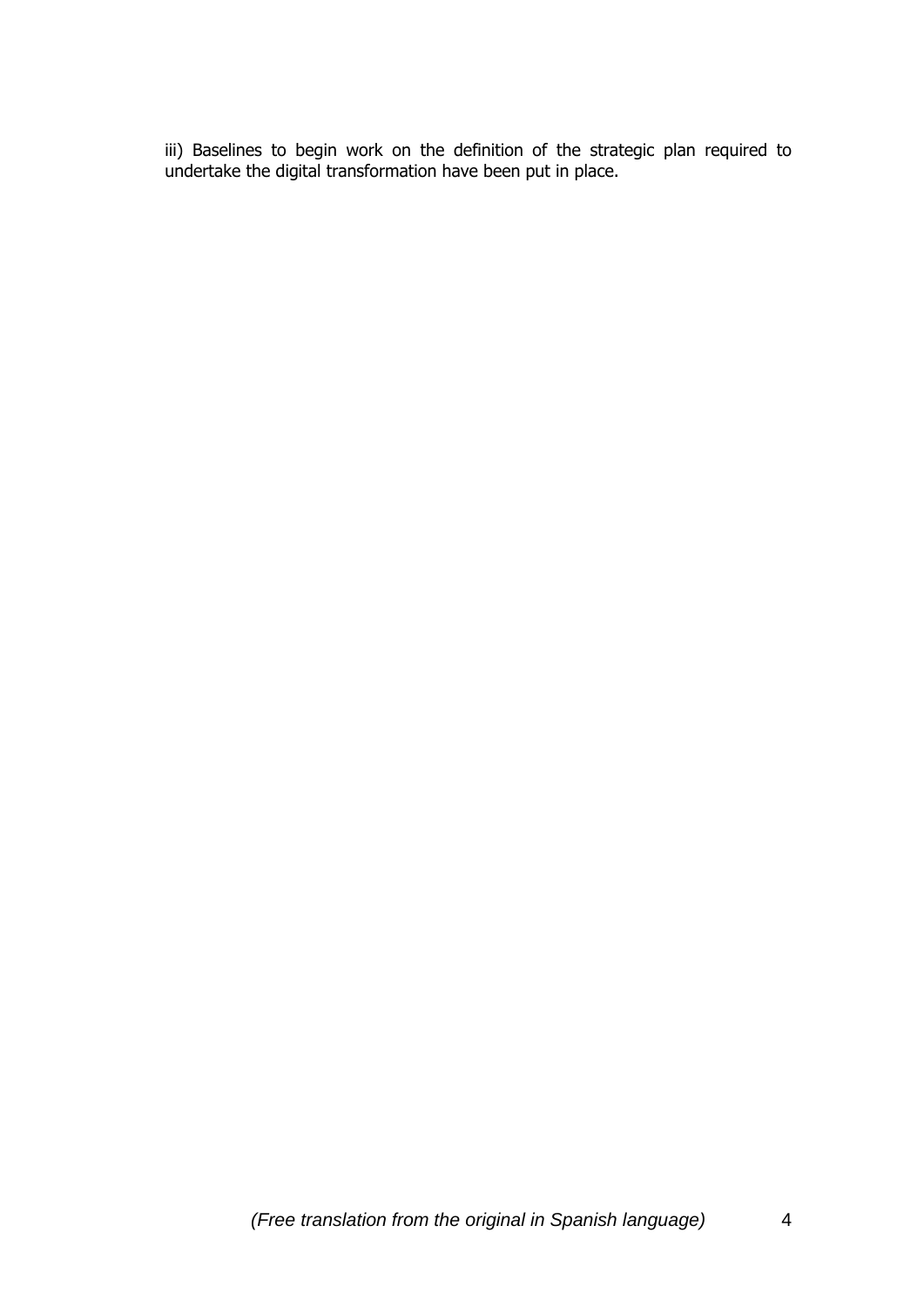iii) Baselines to begin work on the definition of the strategic plan required to undertake the digital transformation have been put in place.

*(Free translation from the original in Spanish language)*